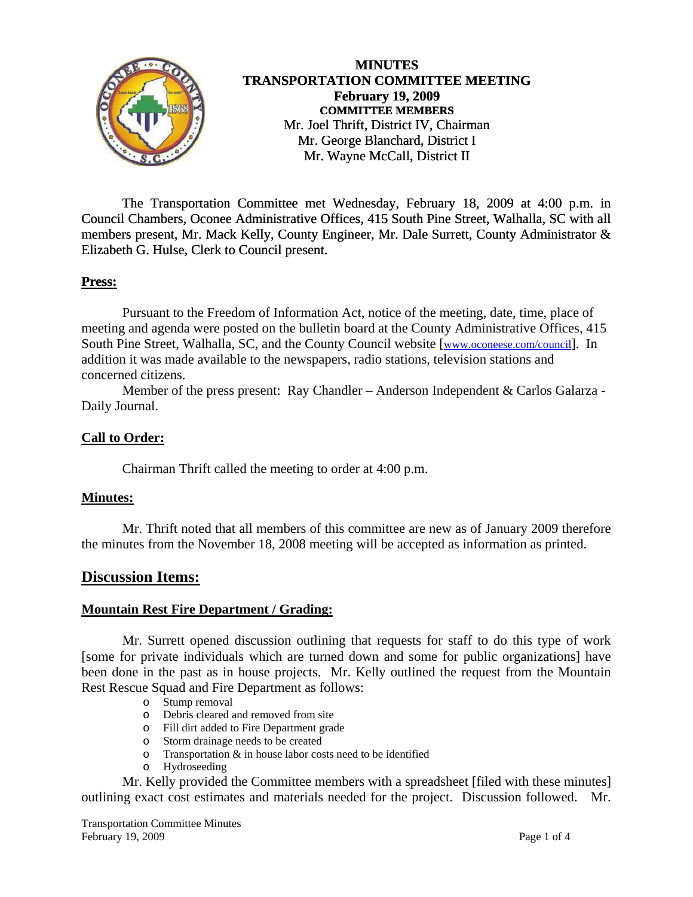# MINUTES
## TRANSPORTATION COMMITTEE MEETING
### February 19, 2009

**COMMITTEE MEMBERS**

Mr. Joel Thrift, District IV, Chairman
Mr. George Blanchard, District I
Mr. Wayne McCall, District II

The Transportation Committee met Wednesday, February 18, 2009 at 4:00 p.m. in Council Chambers, Oconee Administrative Offices, 415 South Pine Street, Walhalla, SC with all members present, Mr. Mack Kelly, County Engineer, Mr. Dale Surrett, County Administrator & Elizabeth G. Hulse, Clerk to Council present.

**Press:**

Pursuant to the Freedom of Information Act, notice of the meeting, date, time, place of meeting and agenda were posted on the bulletin board at the County Administrative Offices, 415 South Pine Street, Walhalla, SC, and the County Council website [www.oconeese.com/council]. In addition it was made available to the newspapers, radio stations, television stations and concerned citizens.

Member of the press present: Ray Chandler – Anderson Independent & Carlos Galarza - Daily Journal.

**Call to Order:**

Chairman Thrift called the meeting to order at 4:00 p.m.

**Minutes:**

Mr. Thrift noted that all members of this committee are new as of January 2009 therefore the minutes from the November 18, 2008 meeting will be accepted as information as printed.

## Discussion Items:

**Mountain Rest Fire Department / Grading:**

Mr. Surrett opened discussion outlining that requests for staff to do this type of work [some for private individuals which are turned down and some for public organizations] have been done in the past as in house projects. Mr. Kelly outlined the request from the Mountain Rest Rescue Squad and Fire Department as follows:

- Stump removal
- Debris cleared and removed from site
- Fill dirt added to Fire Department grade
- Storm drainage needs to be created
- Transportation & in house labor costs need to be identified
- Hydroseeding

Mr. Kelly provided the Committee members with a spreadsheet [filed with these minutes] outlining exact cost estimates and materials needed for the project. Discussion followed. Mr.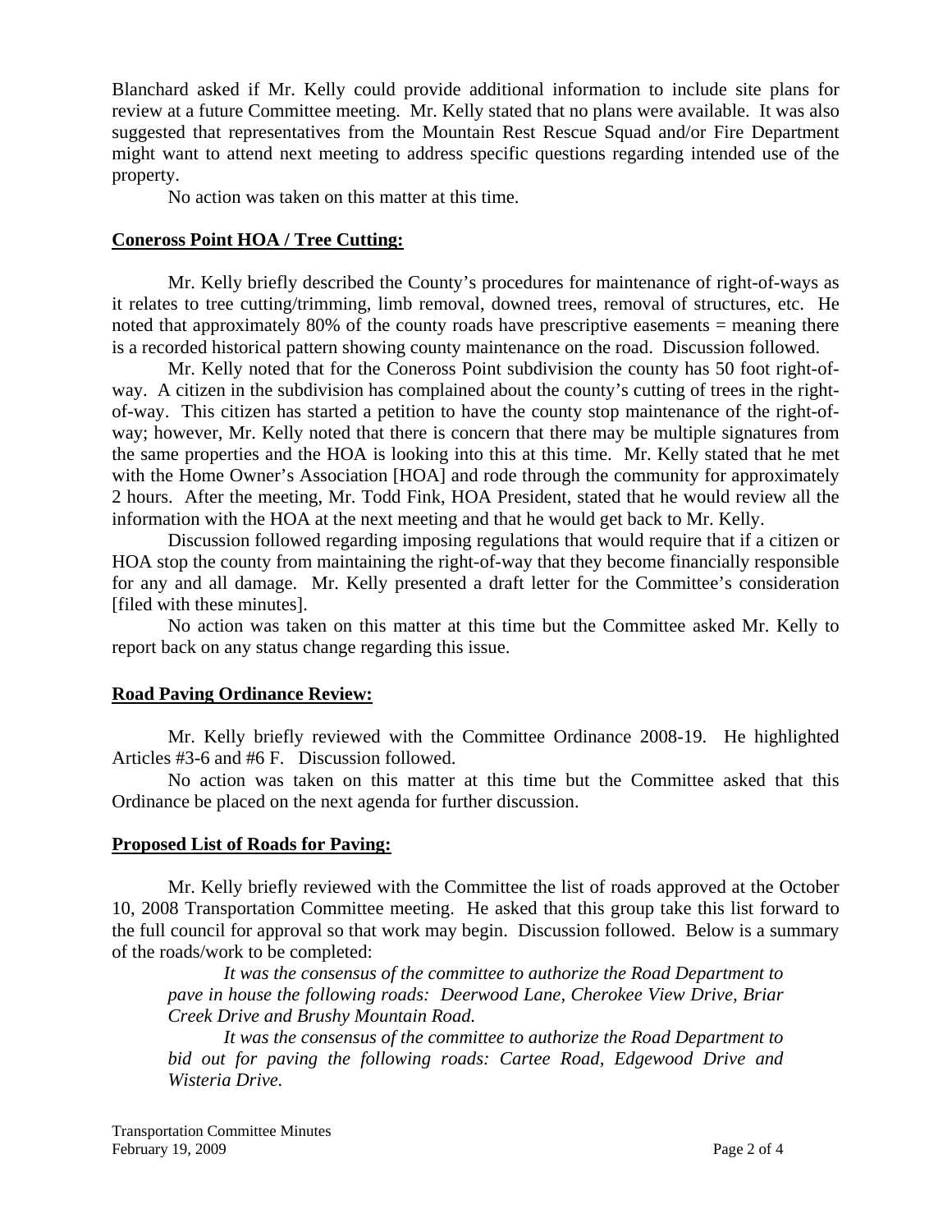Blanchard asked if Mr. Kelly could provide additional information to include site plans for review at a future Committee meeting. Mr. Kelly stated that no plans were available. It was also suggested that representatives from the Mountain Rest Rescue Squad and/or Fire Department might want to attend next meeting to address specific questions regarding intended use of the property.

No action was taken on this matter at this time.

## Coneross Point HOA / Tree Cutting:

Mr. Kelly briefly described the County's procedures for maintenance of right-of-ways as it relates to tree cutting/trimming, limb removal, downed trees, removal of structures, etc. He noted that approximately 80% of the county roads have prescriptive easements = meaning there is a recorded historical pattern showing county maintenance on the road. Discussion followed.

Mr. Kelly noted that for the Coneross Point subdivision the county has 50 foot right-of-way. A citizen in the subdivision has complained about the county's cutting of trees in the right-of-way. This citizen has started a petition to have the county stop maintenance of the right-of-way; however, Mr. Kelly noted that there is concern that there may be multiple signatures from the same properties and the HOA is looking into this at this time. Mr. Kelly stated that he met with the Home Owner's Association [HOA] and rode through the community for approximately 2 hours. After the meeting, Mr. Todd Fink, HOA President, stated that he would review all the information with the HOA at the next meeting and that he would get back to Mr. Kelly.

Discussion followed regarding imposing regulations that would require that if a citizen or HOA stop the county from maintaining the right-of-way that they become financially responsible for any and all damage. Mr. Kelly presented a draft letter for the Committee's consideration [filed with these minutes].

No action was taken on this matter at this time but the Committee asked Mr. Kelly to report back on any status change regarding this issue.

## Road Paving Ordinance Review:

Mr. Kelly briefly reviewed with the Committee Ordinance 2008-19. He highlighted Articles #3-6 and #6 F. Discussion followed.

No action was taken on this matter at this time but the Committee asked that this Ordinance be placed on the next agenda for further discussion.

## Proposed List of Roads for Paving:

Mr. Kelly briefly reviewed with the Committee the list of roads approved at the October 10, 2008 Transportation Committee meeting. He asked that this group take this list forward to the full council for approval so that work may begin. Discussion followed. Below is a summary of the roads/work to be completed:

> *It was the consensus of the committee to authorize the Road Department to pave in house the following roads: Deerwood Lane, Cherokee View Drive, Briar Creek Drive and Brushy Mountain Road.*
>
> *It was the consensus of the committee to authorize the Road Department to bid out for paving the following roads: Cartee Road, Edgewood Drive and Wisteria Drive.*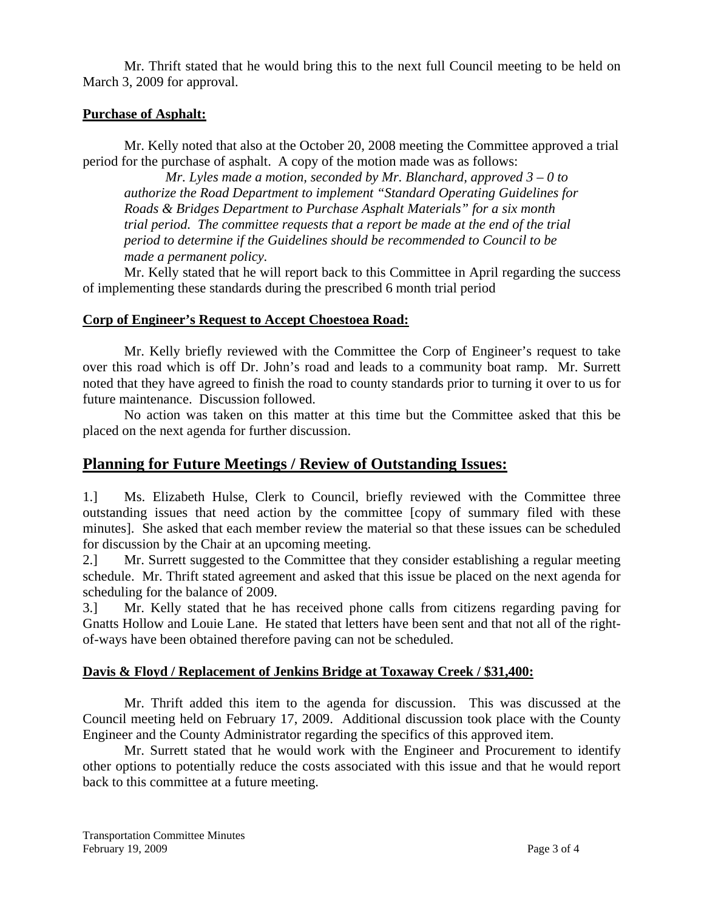Mr. Thrift stated that he would bring this to the next full Council meeting to be held on March 3, 2009 for approval.

**Purchase of Asphalt:**

Mr. Kelly noted that also at the October 20, 2008 meeting the Committee approved a trial period for the purchase of asphalt. A copy of the motion made was as follows:

> *Mr. Lyles made a motion, seconded by Mr. Blanchard, approved 3 – 0 to authorize the Road Department to implement "Standard Operating Guidelines for Roads & Bridges Department to Purchase Asphalt Materials" for a six month trial period. The committee requests that a report be made at the end of the trial period to determine if the Guidelines should be recommended to Council to be made a permanent policy.*

Mr. Kelly stated that he will report back to this Committee in April regarding the success of implementing these standards during the prescribed 6 month trial period

**Corp of Engineer's Request to Accept Choestoea Road:**

Mr. Kelly briefly reviewed with the Committee the Corp of Engineer's request to take over this road which is off Dr. John's road and leads to a community boat ramp. Mr. Surrett noted that they have agreed to finish the road to county standards prior to turning it over to us for future maintenance. Discussion followed.

No action was taken on this matter at this time but the Committee asked that this be placed on the next agenda for further discussion.

## Planning for Future Meetings / Review of Outstanding Issues:

1.] Ms. Elizabeth Hulse, Clerk to Council, briefly reviewed with the Committee three outstanding issues that need action by the committee [copy of summary filed with these minutes]. She asked that each member review the material so that these issues can be scheduled for discussion by the Chair at an upcoming meeting.

2.] Mr. Surrett suggested to the Committee that they consider establishing a regular meeting schedule. Mr. Thrift stated agreement and asked that this issue be placed on the next agenda for scheduling for the balance of 2009.

3.] Mr. Kelly stated that he has received phone calls from citizens regarding paving for Gnatts Hollow and Louie Lane. He stated that letters have been sent and that not all of the right-of-ways have been obtained therefore paving can not be scheduled.

**Davis & Floyd / Replacement of Jenkins Bridge at Toxaway Creek / $31,400:**

Mr. Thrift added this item to the agenda for discussion. This was discussed at the Council meeting held on February 17, 2009. Additional discussion took place with the County Engineer and the County Administrator regarding the specifics of this approved item.

Mr. Surrett stated that he would work with the Engineer and Procurement to identify other options to potentially reduce the costs associated with this issue and that he would report back to this committee at a future meeting.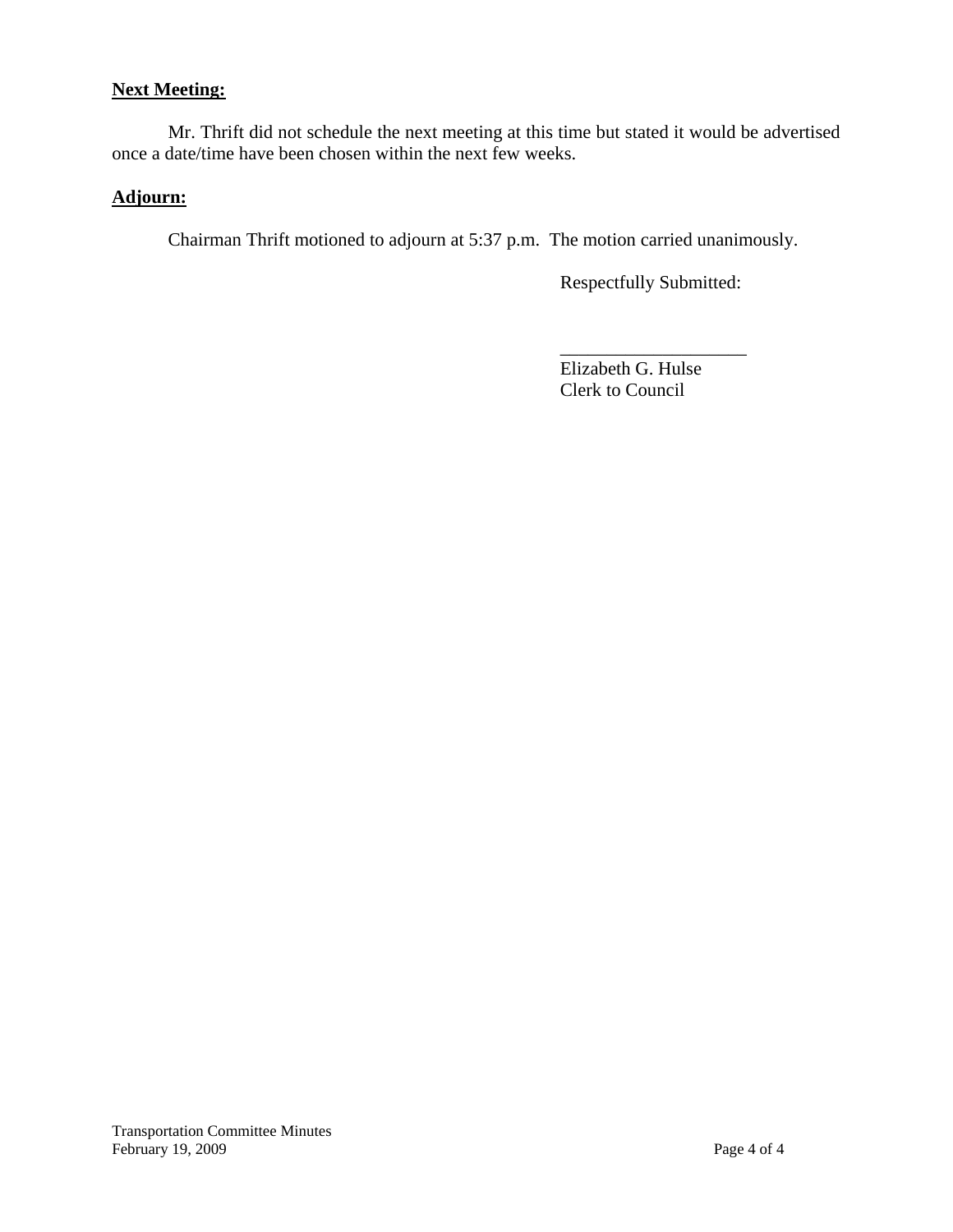**Next Meeting:**

Mr. Thrift did not schedule the next meeting at this time but stated it would be advertised once a date/time have been chosen within the next few weeks.

**Adjourn:**

Chairman Thrift motioned to adjourn at 5:37 p.m. The motion carried unanimously.

Respectfully Submitted:

____________________
Elizabeth G. Hulse
Clerk to Council